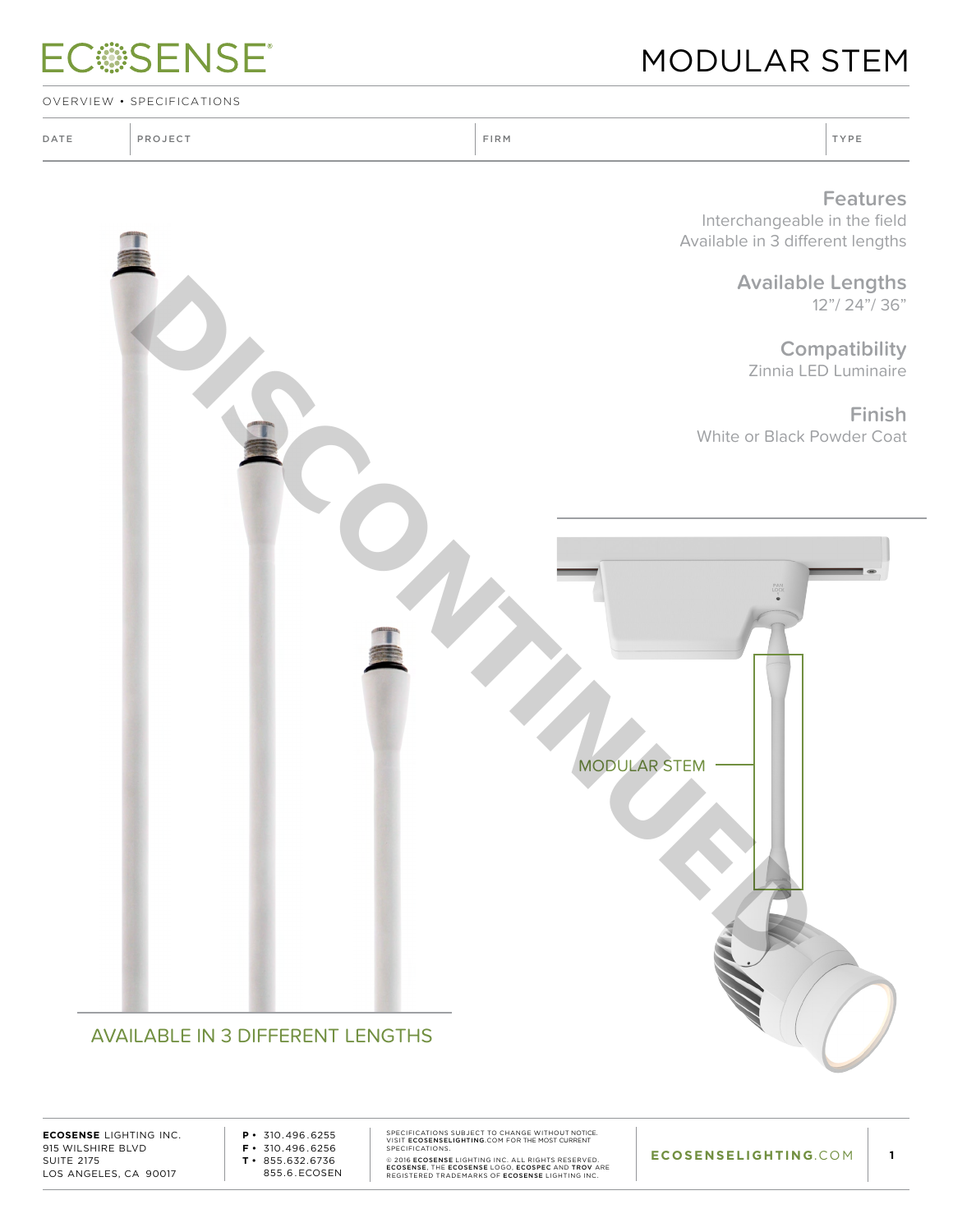# ECOSENSE

# MODULAR STEM

OVERVIEW • SPECIFICATIONS

| DATE | PROJECT | FIRM | TYPE |
|---|---|---|---|
| | | | |

DISCONTINUED

### Features

Interchangeable in the field
Available in 3 different lengths

### Available Lengths

12"/ 24"/ 36"

### Compatibility

Zinnia LED Luminaire

### Finish

White or Black Powder Coat

MODULAR STEM

AVAILABLE IN 3 DIFFERENT LENGTHS

**ECOSENSE** LIGHTING INC.
915 WILSHIRE BLVD
SUITE 2175
LOS ANGELES, CA 90017

**P** • 310.496.6255
**F** • 310.496.6256
**T** • 855.632.6736
855.6.ECOSEN

SPECIFICATIONS SUBJECT TO CHANGE WITHOUT NOTICE. VISIT **ECOSENSELIGHTING**.COM FOR THE MOST CURRENT SPECIFICATIONS.

© 2016 **ECOSENSE** LIGHTING INC. ALL RIGHTS RESERVED. **ECOSENSE**, THE **ECOSENSE** LOGO, **ECOSPEC** AND **TROV** ARE REGISTERED TRADEMARKS OF **ECOSENSE** LIGHTING INC.

**ECOSENSELIGHTING**.COM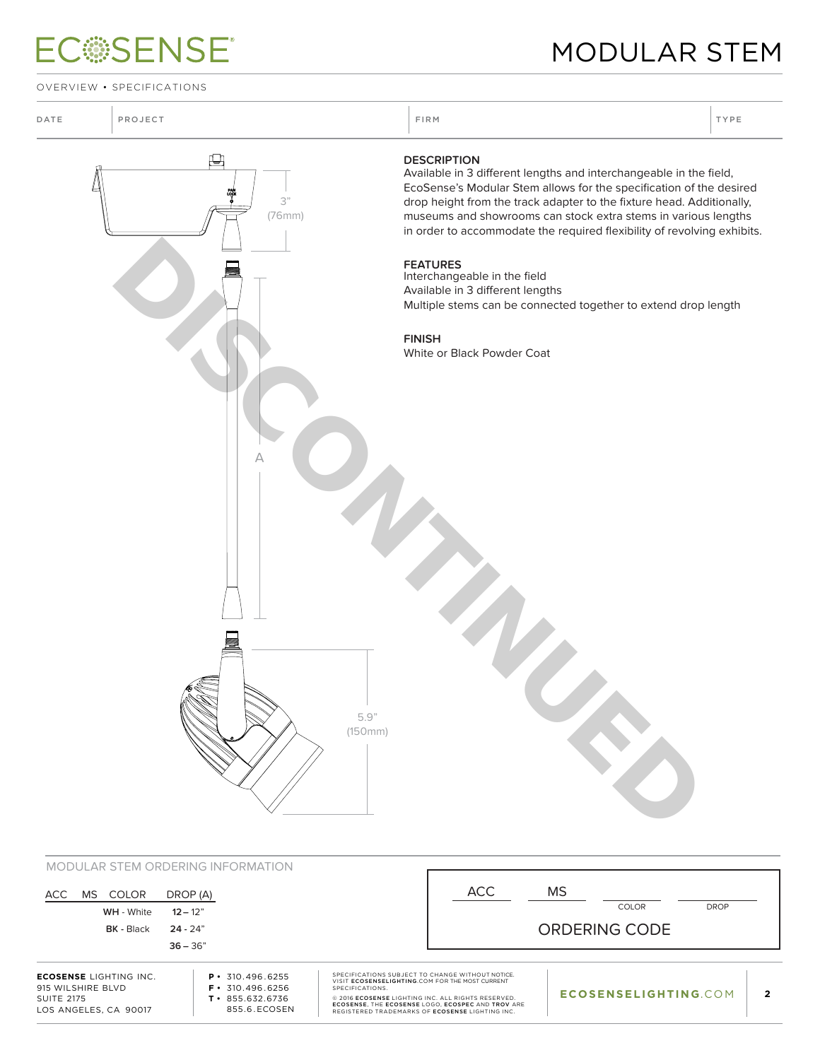# MODULAR STEM

OVERVIEW • SPECIFICATIONS

| DATE | PROJECT | FIRM | TYPE |
|---|---|---|---|
| | | | |

PAN LOCK

3" (76mm)

A

5.9" (150mm)

DISCONTINUED

### DESCRIPTION

Available in 3 different lengths and interchangeable in the field, EcoSense's Modular Stem allows for the specification of the desired drop height from the track adapter to the fixture head. Additionally, museums and showrooms can stock extra stems in various lengths in order to accommodate the required flexibility of revolving exhibits.

### FEATURES

Interchangeable in the field
Available in 3 different lengths
Multiple stems can be connected together to extend drop length

### FINISH

White or Black Powder Coat

## MODULAR STEM ORDERING INFORMATION

| ACC | MS | COLOR | DROP (A) |
|---|---|---|---|
| | | **WH** - White | **12** – 12" |
| | | **BK** - Black | **24** - 24" |
| | | | **36** – 36" |

| ACC | MS | COLOR | DROP |
|---|---|---|---|

ORDERING CODE

**ECOSENSE** LIGHTING INC.
915 WILSHIRE BLVD
SUITE 2175
LOS ANGELES, CA 90017

**P** • 310.496.6255
**F** • 310.496.6256
**T** • 855.632.6736
855.6.ECOSEN

SPECIFICATIONS SUBJECT TO CHANGE WITHOUT NOTICE. VISIT **ECOSENSELIGHTING**.COM FOR THE MOST CURRENT SPECIFICATIONS.

© 2016 **ECOSENSE** LIGHTING INC. ALL RIGHTS RESERVED. **ECOSENSE**, THE **ECOSENSE** LOGO, **ECOSPEC** AND **TROV** ARE REGISTERED TRADEMARKS OF **ECOSENSE** LIGHTING INC.

**ECOSENSELIGHTING**.COM